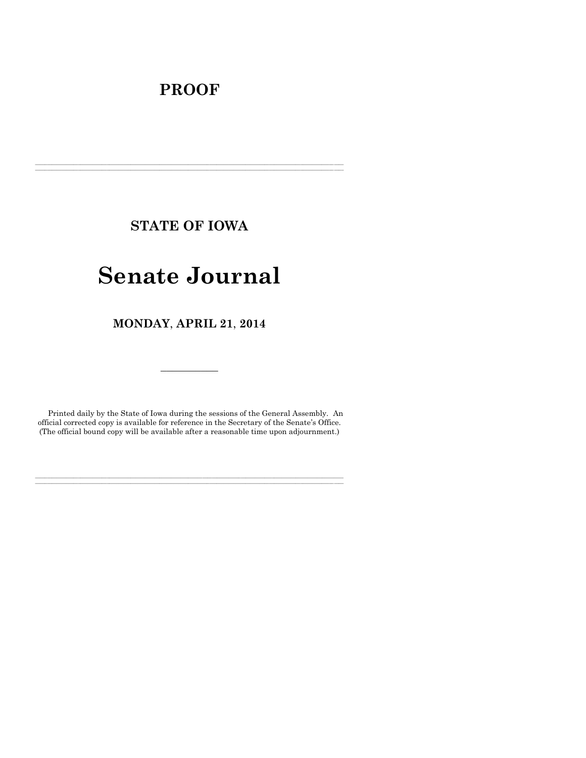# PROOF

---

## STATE OF IOWA

# Senate Journal

## MONDAY, APRIL 21, 2014

---

Printed daily by the State of Iowa during the sessions of the General Assembly. An official corrected copy is available for reference in the Secretary of the Senate's Office. (The official bound copy will be available after a reasonable time upon adjournment.)

---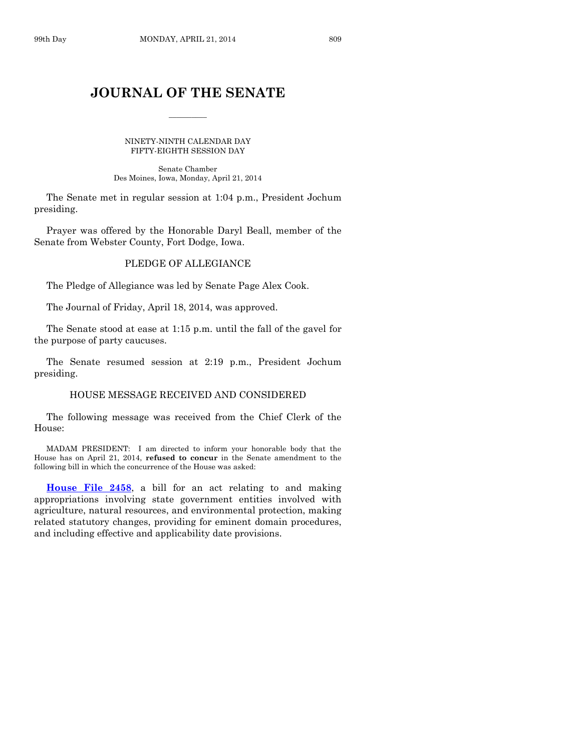# JOURNAL OF THE SENATE

NINETY-NINTH CALENDAR DAY
FIFTY-EIGHTH SESSION DAY

Senate Chamber
Des Moines, Iowa, Monday, April 21, 2014

The Senate met in regular session at 1:04 p.m., President Jochum presiding.

Prayer was offered by the Honorable Daryl Beall, member of the Senate from Webster County, Fort Dodge, Iowa.

## PLEDGE OF ALLEGIANCE

The Pledge of Allegiance was led by Senate Page Alex Cook.

The Journal of Friday, April 18, 2014, was approved.

The Senate stood at ease at 1:15 p.m. until the fall of the gavel for the purpose of party caucuses.

The Senate resumed session at 2:19 p.m., President Jochum presiding.

## HOUSE MESSAGE RECEIVED AND CONSIDERED

The following message was received from the Chief Clerk of the House:

MADAM PRESIDENT: I am directed to inform your honorable body that the House has on April 21, 2014, **refused to concur** in the Senate amendment to the following bill in which the concurrence of the House was asked:

**House File 2458**, a bill for an act relating to and making appropriations involving state government entities involved with agriculture, natural resources, and environmental protection, making related statutory changes, providing for eminent domain procedures, and including effective and applicability date provisions.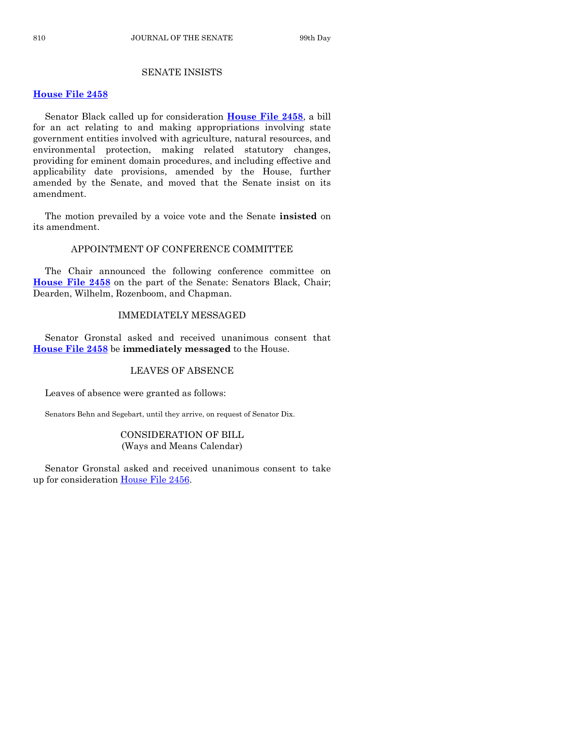## SENATE INSISTS

**House File 2458**

Senator Black called up for consideration **House File 2458**, a bill for an act relating to and making appropriations involving state government entities involved with agriculture, natural resources, and environmental protection, making related statutory changes, providing for eminent domain procedures, and including effective and applicability date provisions, amended by the House, further amended by the Senate, and moved that the Senate insist on its amendment.

The motion prevailed by a voice vote and the Senate **insisted** on its amendment.

## APPOINTMENT OF CONFERENCE COMMITTEE

The Chair announced the following conference committee on **House File 2458** on the part of the Senate: Senators Black, Chair; Dearden, Wilhelm, Rozenboom, and Chapman.

## IMMEDIATELY MESSAGED

Senator Gronstal asked and received unanimous consent that **House File 2458** be **immediately messaged** to the House.

## LEAVES OF ABSENCE

Leaves of absence were granted as follows:

Senators Behn and Segebart, until they arrive, on request of Senator Dix.

## CONSIDERATION OF BILL
(Ways and Means Calendar)

Senator Gronstal asked and received unanimous consent to take up for consideration House File 2456.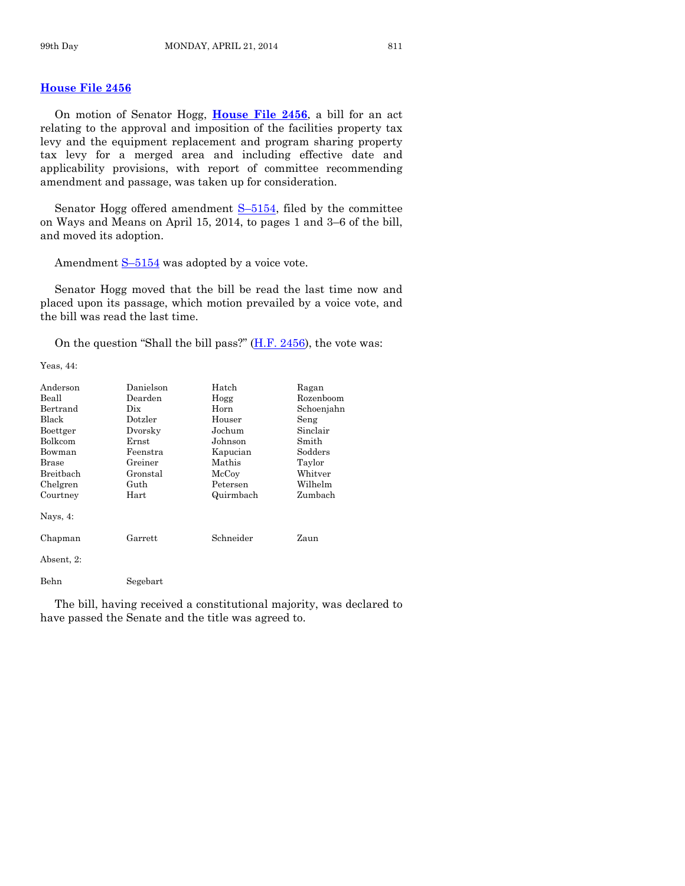## House File 2456

On motion of Senator Hogg, **House File 2456**, a bill for an act relating to the approval and imposition of the facilities property tax levy and the equipment replacement and program sharing property tax levy for a merged area and including effective date and applicability provisions, with report of committee recommending amendment and passage, was taken up for consideration.

Senator Hogg offered amendment S–5154, filed by the committee on Ways and Means on April 15, 2014, to pages 1 and 3–6 of the bill, and moved its adoption.

Amendment S–5154 was adopted by a voice vote.

Senator Hogg moved that the bill be read the last time now and placed upon its passage, which motion prevailed by a voice vote, and the bill was read the last time.

On the question "Shall the bill pass?" (H.F. 2456), the vote was:

Yeas, 44:

| | | | |
|---|---|---|---|
| Anderson | Danielson | Hatch | Ragan |
| Beall | Dearden | Hogg | Rozenboom |
| Bertrand | Dix | Horn | Schoenjahn |
| Black | Dotzler | Houser | Seng |
| Boettger | Dvorsky | Jochum | Sinclair |
| Bolkcom | Ernst | Johnson | Smith |
| Bowman | Feenstra | Kapucian | Sodders |
| Brase | Greiner | Mathis | Taylor |
| Breitbach | Gronstal | McCoy | Whitver |
| Chelgren | Guth | Petersen | Wilhelm |
| Courtney | Hart | Quirmbach | Zumbach |

Nays, 4:

| | | | |
|---|---|---|---|
| Chapman | Garrett | Schneider | Zaun |

Absent, 2:

| | |
|---|---|
| Behn | Segebart |

The bill, having received a constitutional majority, was declared to have passed the Senate and the title was agreed to.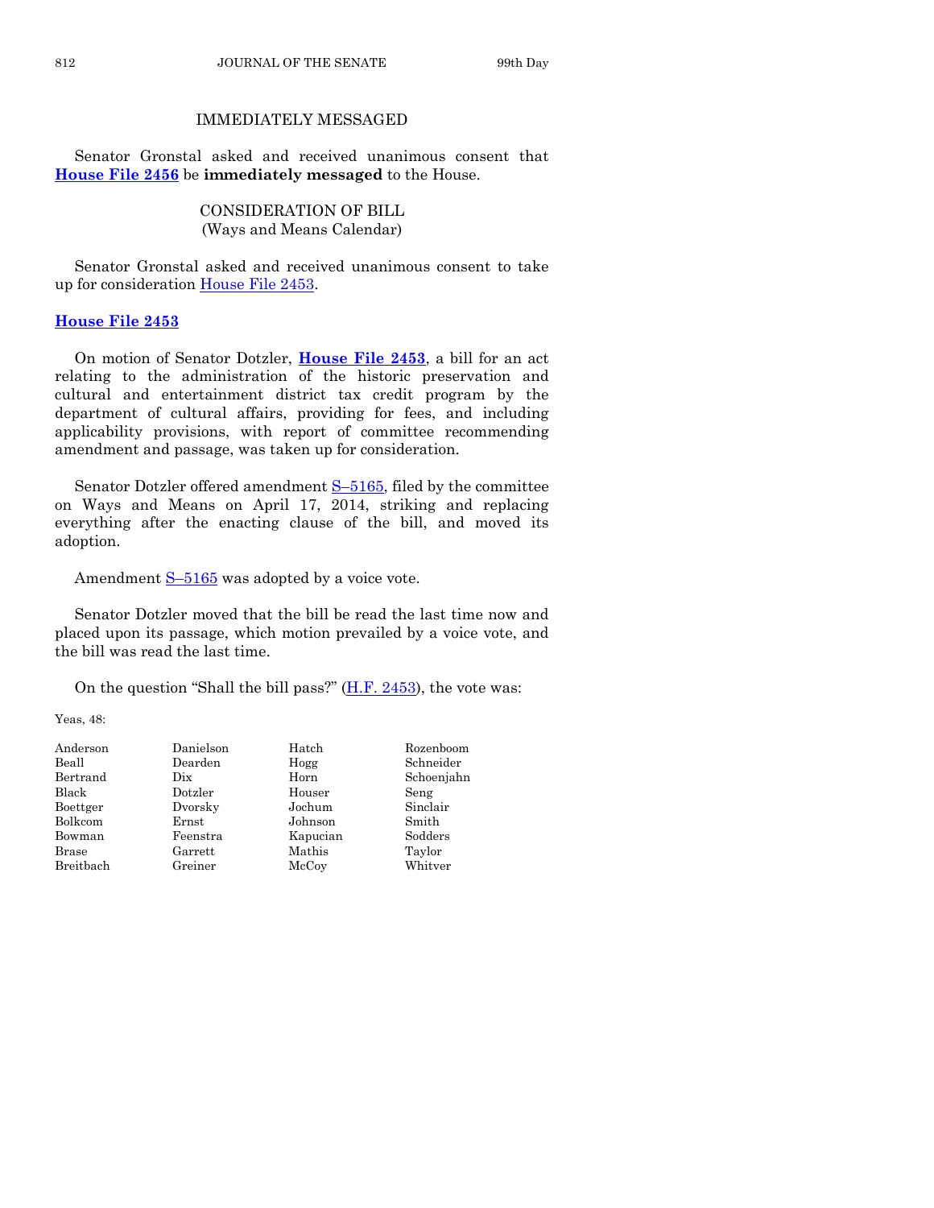## IMMEDIATELY MESSAGED

Senator Gronstal asked and received unanimous consent that **House File 2456** be **immediately messaged** to the House.

## CONSIDERATION OF BILL
(Ways and Means Calendar)

Senator Gronstal asked and received unanimous consent to take up for consideration House File 2453.

### House File 2453

On motion of Senator Dotzler, **House File 2453**, a bill for an act relating to the administration of the historic preservation and cultural and entertainment district tax credit program by the department of cultural affairs, providing for fees, and including applicability provisions, with report of committee recommending amendment and passage, was taken up for consideration.

Senator Dotzler offered amendment S–5165, filed by the committee on Ways and Means on April 17, 2014, striking and replacing everything after the enacting clause of the bill, and moved its adoption.

Amendment S–5165 was adopted by a voice vote.

Senator Dotzler moved that the bill be read the last time now and placed upon its passage, which motion prevailed by a voice vote, and the bill was read the last time.

On the question "Shall the bill pass?" (H.F. 2453), the vote was:

Yeas, 48:

| | | | |
|---|---|---|---|
| Anderson | Danielson | Hatch | Rozenboom |
| Beall | Dearden | Hogg | Schneider |
| Bertrand | Dix | Horn | Schoenjahn |
| Black | Dotzler | Houser | Seng |
| Boettger | Dvorsky | Jochum | Sinclair |
| Bolkcom | Ernst | Johnson | Smith |
| Bowman | Feenstra | Kapucian | Sodders |
| Brase | Garrett | Mathis | Taylor |
| Breitbach | Greiner | McCoy | Whitver |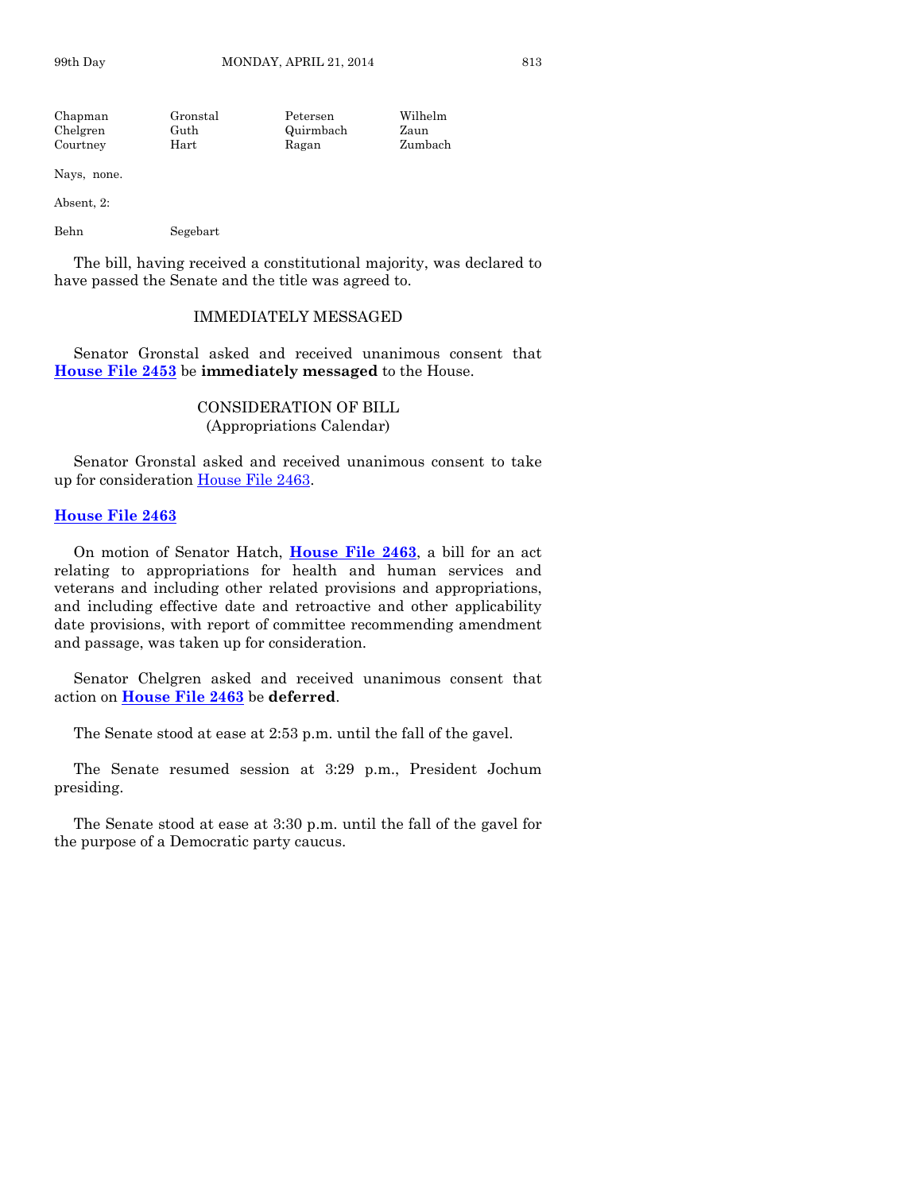| Chapman | Gronstal | Petersen | Wilhelm |
|---|---|---|---|
| Chelgren | Guth | Quirmbach | Zaun |
| Courtney | Hart | Ragan | Zumbach |

Nays, none.

Absent, 2:

| Behn | Segebart |
|---|---|

The bill, having received a constitutional majority, was declared to have passed the Senate and the title was agreed to.

### IMMEDIATELY MESSAGED

Senator Gronstal asked and received unanimous consent that **House File 2453** be **immediately messaged** to the House.

### CONSIDERATION OF BILL
(Appropriations Calendar)

Senator Gronstal asked and received unanimous consent to take up for consideration House File 2463.

**House File 2463**

On motion of Senator Hatch, **House File 2463**, a bill for an act relating to appropriations for health and human services and veterans and including other related provisions and appropriations, and including effective date and retroactive and other applicability date provisions, with report of committee recommending amendment and passage, was taken up for consideration.

Senator Chelgren asked and received unanimous consent that action on **House File 2463** be **deferred**.

The Senate stood at ease at 2:53 p.m. until the fall of the gavel.

The Senate resumed session at 3:29 p.m., President Jochum presiding.

The Senate stood at ease at 3:30 p.m. until the fall of the gavel for the purpose of a Democratic party caucus.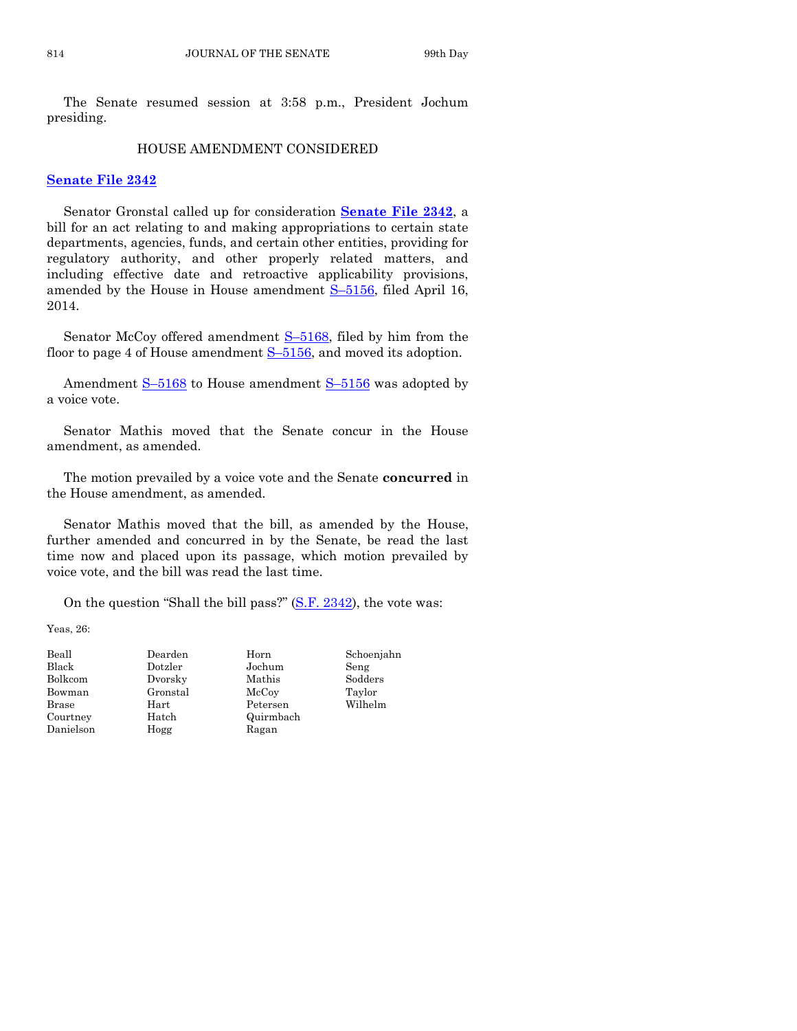The Senate resumed session at 3:58 p.m., President Jochum presiding.

## HOUSE AMENDMENT CONSIDERED

**Senate File 2342**

Senator Gronstal called up for consideration **Senate File 2342**, a bill for an act relating to and making appropriations to certain state departments, agencies, funds, and certain other entities, providing for regulatory authority, and other properly related matters, and including effective date and retroactive applicability provisions, amended by the House in House amendment S–5156, filed April 16, 2014.

Senator McCoy offered amendment S–5168, filed by him from the floor to page 4 of House amendment S–5156, and moved its adoption.

Amendment S–5168 to House amendment S–5156 was adopted by a voice vote.

Senator Mathis moved that the Senate concur in the House amendment, as amended.

The motion prevailed by a voice vote and the Senate **concurred** in the House amendment, as amended.

Senator Mathis moved that the bill, as amended by the House, further amended and concurred in by the Senate, be read the last time now and placed upon its passage, which motion prevailed by voice vote, and the bill was read the last time.

On the question "Shall the bill pass?" (S.F. 2342), the vote was:

Yeas, 26:

| | | | |
|---|---|---|---|
| Beall | Dearden | Horn | Schoenjahn |
| Black | Dotzler | Jochum | Seng |
| Bolkcom | Dvorsky | Mathis | Sodders |
| Bowman | Gronstal | McCoy | Taylor |
| Brase | Hart | Petersen | Wilhelm |
| Courtney | Hatch | Quirmbach | |
| Danielson | Hogg | Ragan | |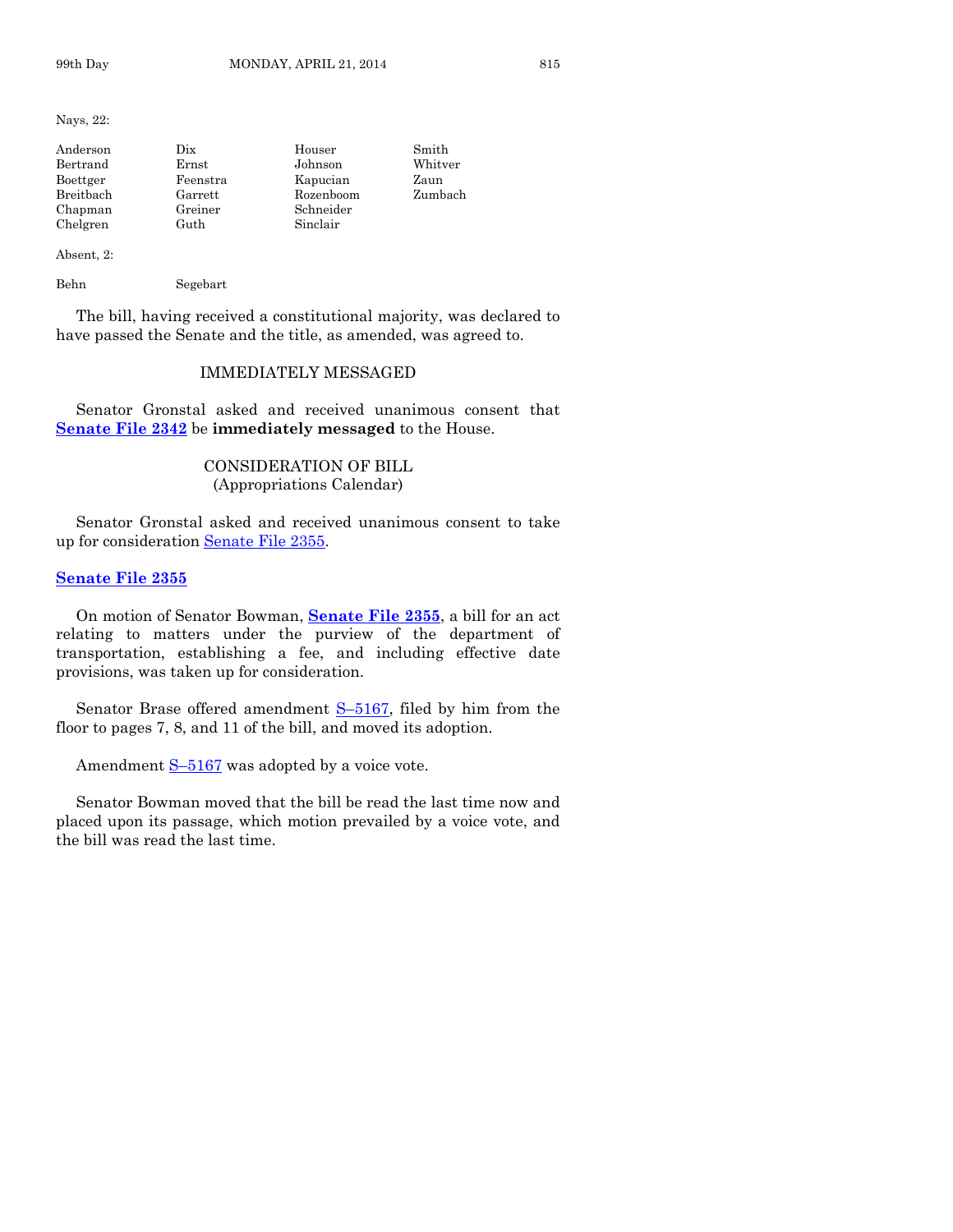Nays, 22:

| | | | |
|---|---|---|---|
| Anderson | Dix | Houser | Smith |
| Bertrand | Ernst | Johnson | Whitver |
| Boettger | Feenstra | Kapucian | Zaun |
| Breitbach | Garrett | Rozenboom | Zumbach |
| Chapman | Greiner | Schneider | |
| Chelgren | Guth | Sinclair | |

Absent, 2:

| | |
|---|---|
| Behn | Segebart |

The bill, having received a constitutional majority, was declared to have passed the Senate and the title, as amended, was agreed to.

## IMMEDIATELY MESSAGED

Senator Gronstal asked and received unanimous consent that **Senate File 2342** be **immediately messaged** to the House.

## CONSIDERATION OF BILL
(Appropriations Calendar)

Senator Gronstal asked and received unanimous consent to take up for consideration Senate File 2355.

### Senate File 2355

On motion of Senator Bowman, **Senate File 2355**, a bill for an act relating to matters under the purview of the department of transportation, establishing a fee, and including effective date provisions, was taken up for consideration.

Senator Brase offered amendment S–5167, filed by him from the floor to pages 7, 8, and 11 of the bill, and moved its adoption.

Amendment S–5167 was adopted by a voice vote.

Senator Bowman moved that the bill be read the last time now and placed upon its passage, which motion prevailed by a voice vote, and the bill was read the last time.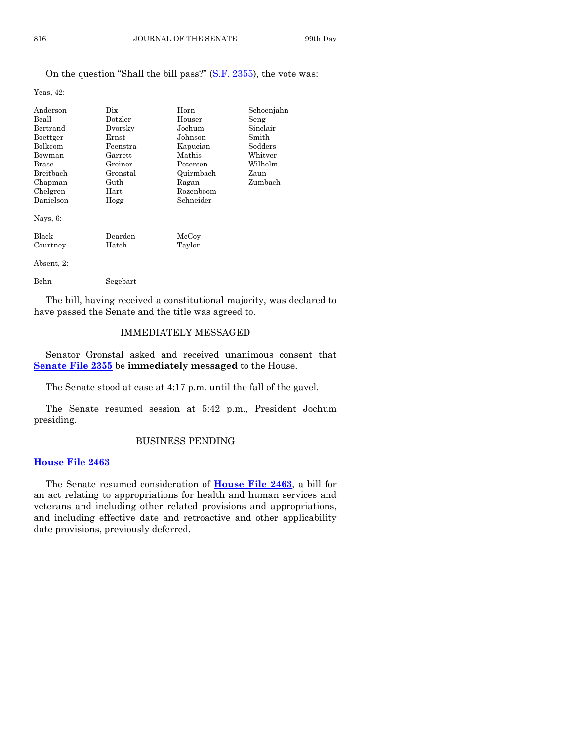On the question "Shall the bill pass?" (S.F. 2355), the vote was:

Yeas, 42:

| | | | |
|---|---|---|---|
| Anderson | Dix | Horn | Schoenjahn |
| Beall | Dotzler | Houser | Seng |
| Bertrand | Dvorsky | Jochum | Sinclair |
| Boettger | Ernst | Johnson | Smith |
| Bolkcom | Feenstra | Kapucian | Sodders |
| Bowman | Garrett | Mathis | Whitver |
| Brase | Greiner | Petersen | Wilhelm |
| Breitbach | Gronstal | Quirmbach | Zaun |
| Chapman | Guth | Ragan | Zumbach |
| Chelgren | Hart | Rozenboom | |
| Danielson | Hogg | Schneider | |

Nays, 6:

| | | |
|---|---|---|
| Black | Dearden | McCoy |
| Courtney | Hatch | Taylor |

Absent, 2:

| | |
|---|---|
| Behn | Segebart |

The bill, having received a constitutional majority, was declared to have passed the Senate and the title was agreed to.

## IMMEDIATELY MESSAGED

Senator Gronstal asked and received unanimous consent that **Senate File 2355** be **immediately messaged** to the House.

The Senate stood at ease at 4:17 p.m. until the fall of the gavel.

The Senate resumed session at 5:42 p.m., President Jochum presiding.

## BUSINESS PENDING

**House File 2463**

The Senate resumed consideration of **House File 2463**, a bill for an act relating to appropriations for health and human services and veterans and including other related provisions and appropriations, and including effective date and retroactive and other applicability date provisions, previously deferred.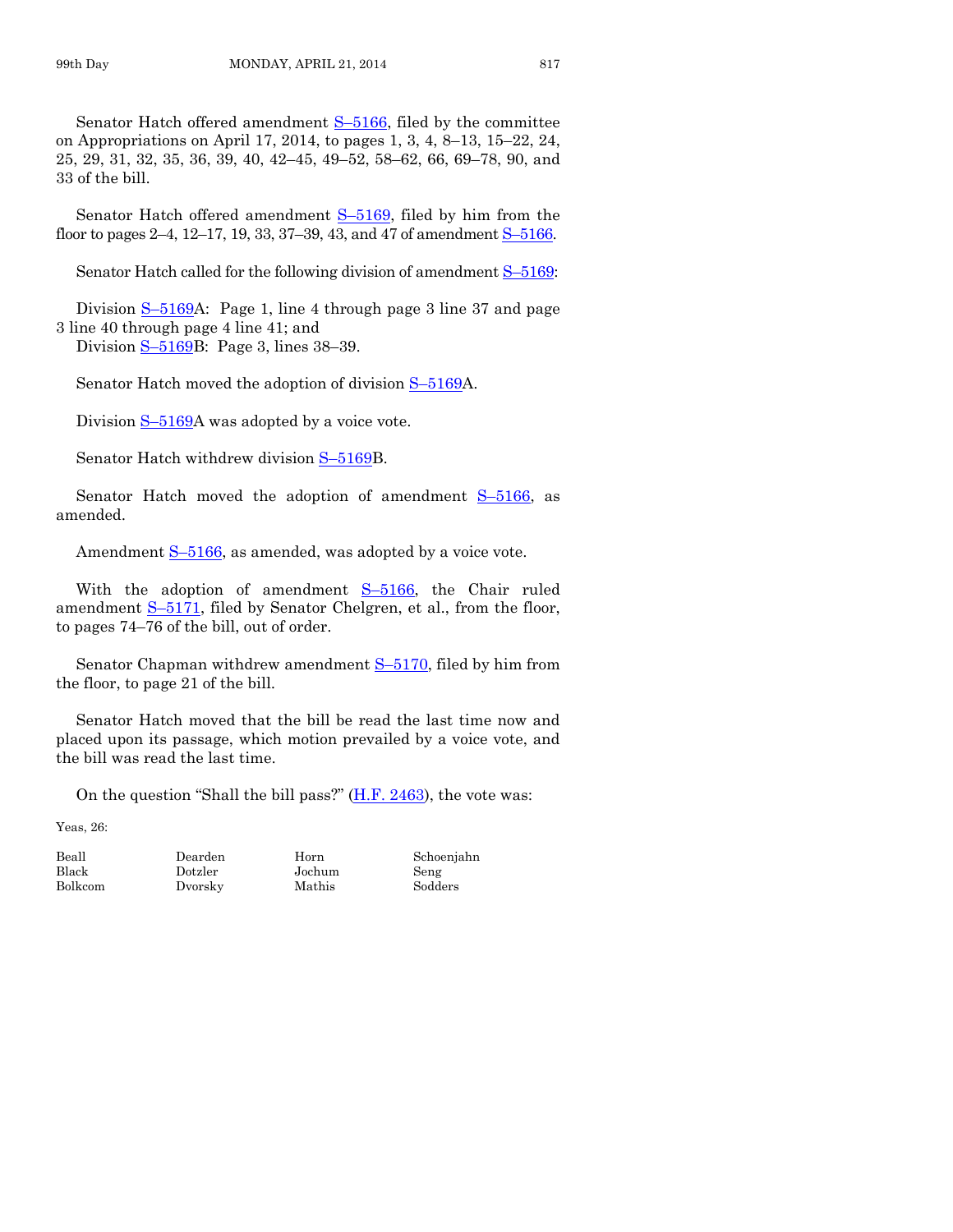Senator Hatch offered amendment S–5166, filed by the committee on Appropriations on April 17, 2014, to pages 1, 3, 4, 8–13, 15–22, 24, 25, 29, 31, 32, 35, 36, 39, 40, 42–45, 49–52, 58–62, 66, 69–78, 90, and 33 of the bill.

Senator Hatch offered amendment S–5169, filed by him from the floor to pages 2–4, 12–17, 19, 33, 37–39, 43, and 47 of amendment S–5166.

Senator Hatch called for the following division of amendment S–5169:

Division S–5169A: Page 1, line 4 through page 3 line 37 and page 3 line 40 through page 4 line 41; and
Division S–5169B: Page 3, lines 38–39.

Senator Hatch moved the adoption of division S–5169A.

Division S–5169A was adopted by a voice vote.

Senator Hatch withdrew division S–5169B.

Senator Hatch moved the adoption of amendment S–5166, as amended.

Amendment S–5166, as amended, was adopted by a voice vote.

With the adoption of amendment S–5166, the Chair ruled amendment S–5171, filed by Senator Chelgren, et al., from the floor, to pages 74–76 of the bill, out of order.

Senator Chapman withdrew amendment S–5170, filed by him from the floor, to page 21 of the bill.

Senator Hatch moved that the bill be read the last time now and placed upon its passage, which motion prevailed by a voice vote, and the bill was read the last time.

On the question "Shall the bill pass?" (H.F. 2463), the vote was:

Yeas, 26:

| | | | |
|---|---|---|---|
| Beall | Dearden | Horn | Schoenjahn |
| Black | Dotzler | Jochum | Seng |
| Bolkcom | Dvorsky | Mathis | Sodders |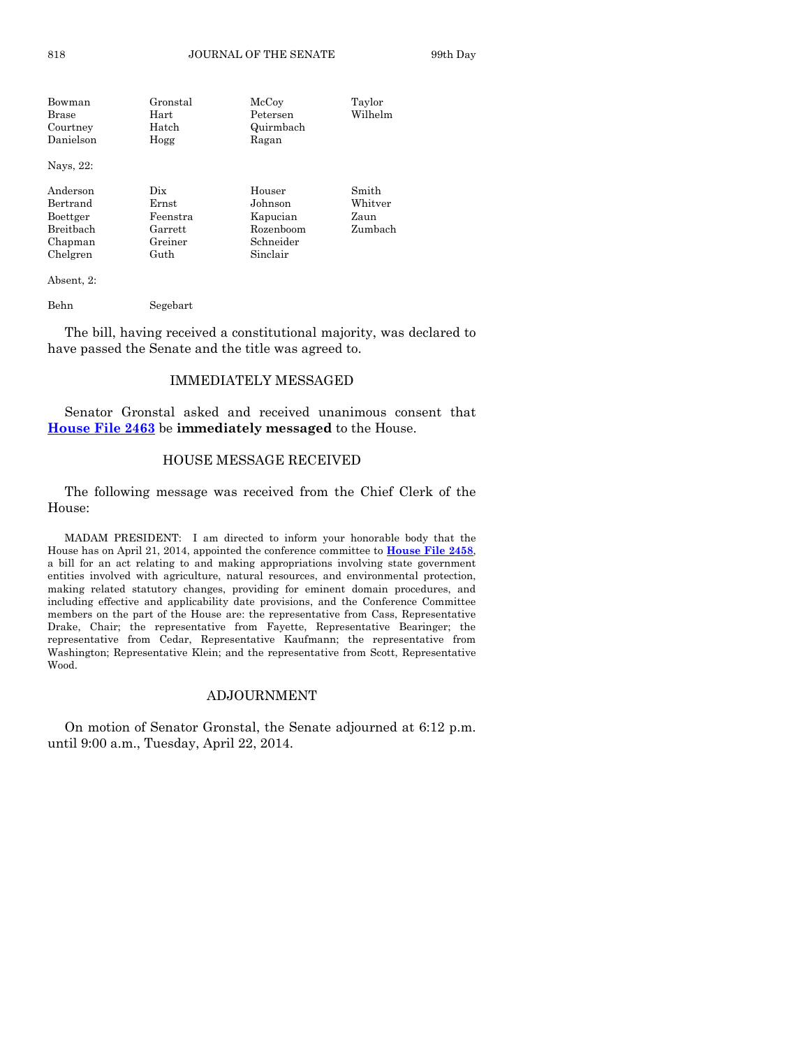| | | | |
|---|---|---|---|
| Bowman | Gronstal | McCoy | Taylor |
| Brase | Hart | Petersen | Wilhelm |
| Courtney | Hatch | Quirmbach | |
| Danielson | Hogg | Ragan | |

Nays, 22:

| | | | |
|---|---|---|---|
| Anderson | Dix | Houser | Smith |
| Bertrand | Ernst | Johnson | Whitver |
| Boettger | Feenstra | Kapucian | Zaun |
| Breitbach | Garrett | Rozenboom | Zumbach |
| Chapman | Greiner | Schneider | |
| Chelgren | Guth | Sinclair | |

Absent, 2:

| | |
|---|---|
| Behn | Segebart |

The bill, having received a constitutional majority, was declared to have passed the Senate and the title was agreed to.

## IMMEDIATELY MESSAGED

Senator Gronstal asked and received unanimous consent that **House File 2463** be **immediately messaged** to the House.

## HOUSE MESSAGE RECEIVED

The following message was received from the Chief Clerk of the House:

MADAM PRESIDENT: I am directed to inform your honorable body that the House has on April 21, 2014, appointed the conference committee to **House File 2458**, a bill for an act relating to and making appropriations involving state government entities involved with agriculture, natural resources, and environmental protection, making related statutory changes, providing for eminent domain procedures, and including effective and applicability date provisions, and the Conference Committee members on the part of the House are: the representative from Cass, Representative Drake, Chair; the representative from Fayette, Representative Bearinger; the representative from Cedar, Representative Kaufmann; the representative from Washington; Representative Klein; and the representative from Scott, Representative Wood.

## ADJOURNMENT

On motion of Senator Gronstal, the Senate adjourned at 6:12 p.m. until 9:00 a.m., Tuesday, April 22, 2014.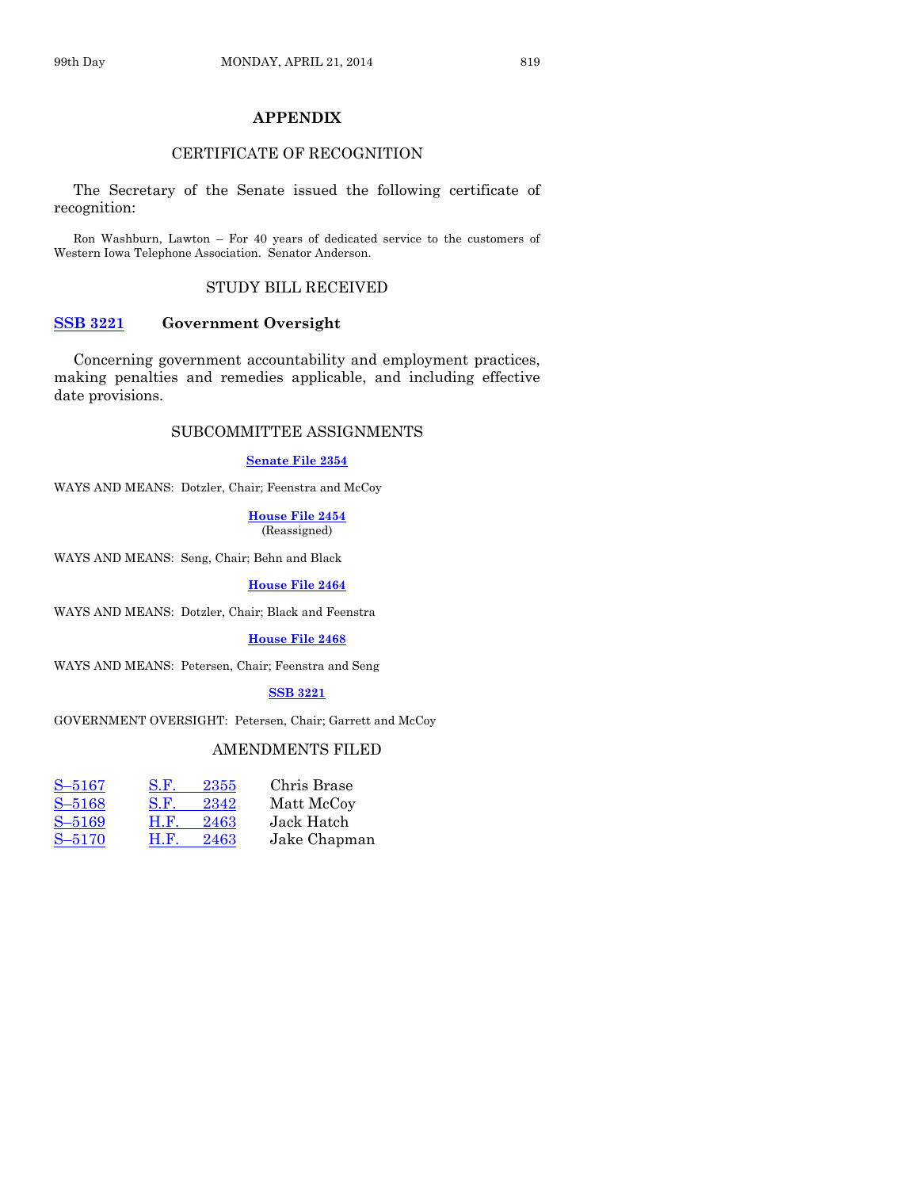## APPENDIX

### CERTIFICATE OF RECOGNITION

The Secretary of the Senate issued the following certificate of recognition:

Ron Washburn, Lawton – For 40 years of dedicated service to the customers of Western Iowa Telephone Association. Senator Anderson.

### STUDY BILL RECEIVED

**SSB 3221 Government Oversight**

Concerning government accountability and employment practices, making penalties and remedies applicable, and including effective date provisions.

### SUBCOMMITTEE ASSIGNMENTS

**Senate File 2354**

WAYS AND MEANS: Dotzler, Chair; Feenstra and McCoy

**House File 2454**
(Reassigned)

WAYS AND MEANS: Seng, Chair; Behn and Black

**House File 2464**

WAYS AND MEANS: Dotzler, Chair; Black and Feenstra

**House File 2468**

WAYS AND MEANS: Petersen, Chair; Feenstra and Seng

**SSB 3221**

GOVERNMENT OVERSIGHT: Petersen, Chair; Garrett and McCoy

### AMENDMENTS FILED

| | | |
|---|---|---|
| S–5167 | S.F. 2355 | Chris Brase |
| S–5168 | S.F. 2342 | Matt McCoy |
| S–5169 | H.F. 2463 | Jack Hatch |
| S–5170 | H.F. 2463 | Jake Chapman |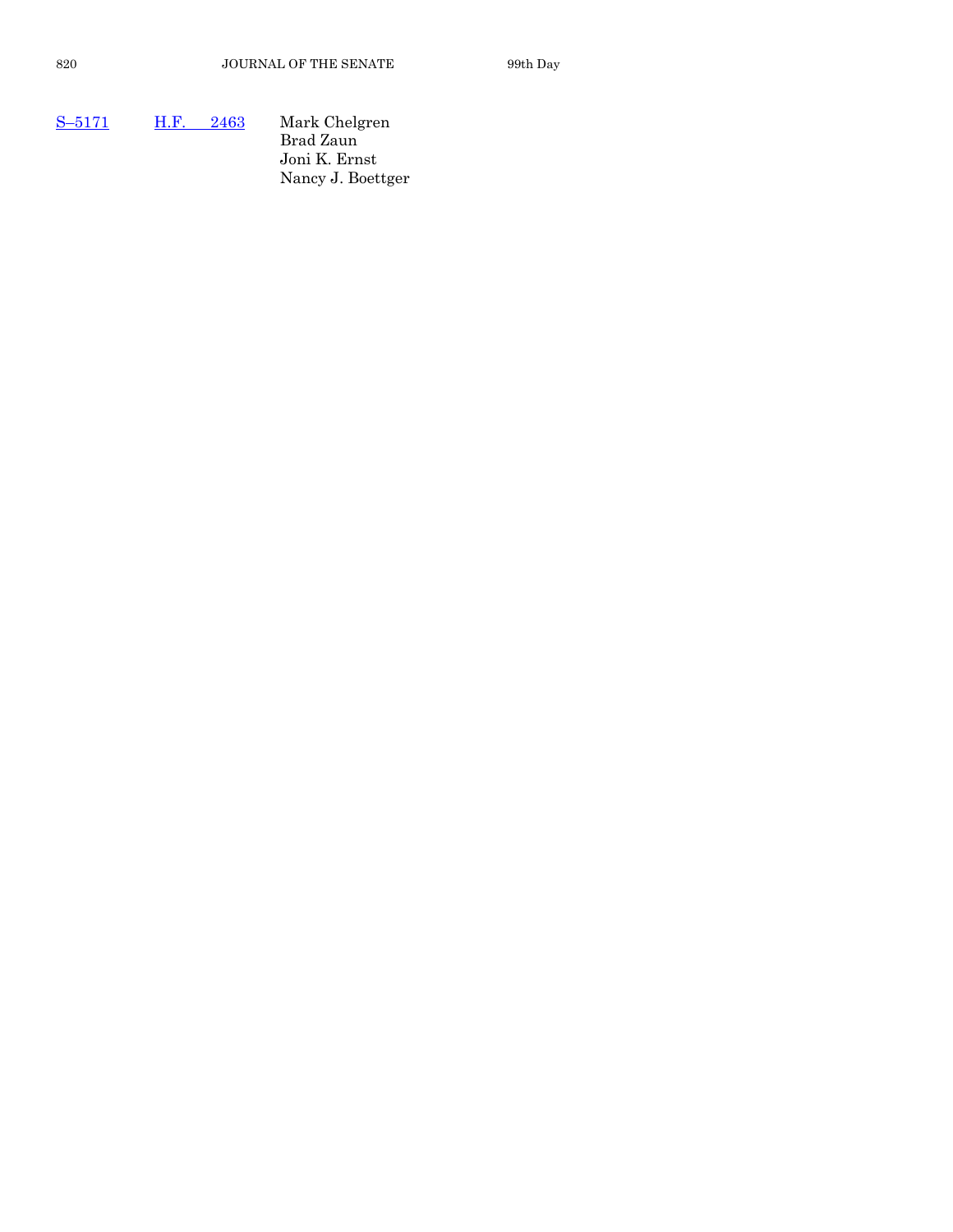| | | |
|---|---|---|
| S–5171 | H.F. 2463 | Mark Chelgren<br>Brad Zaun<br>Joni K. Ernst<br>Nancy J. Boettger |